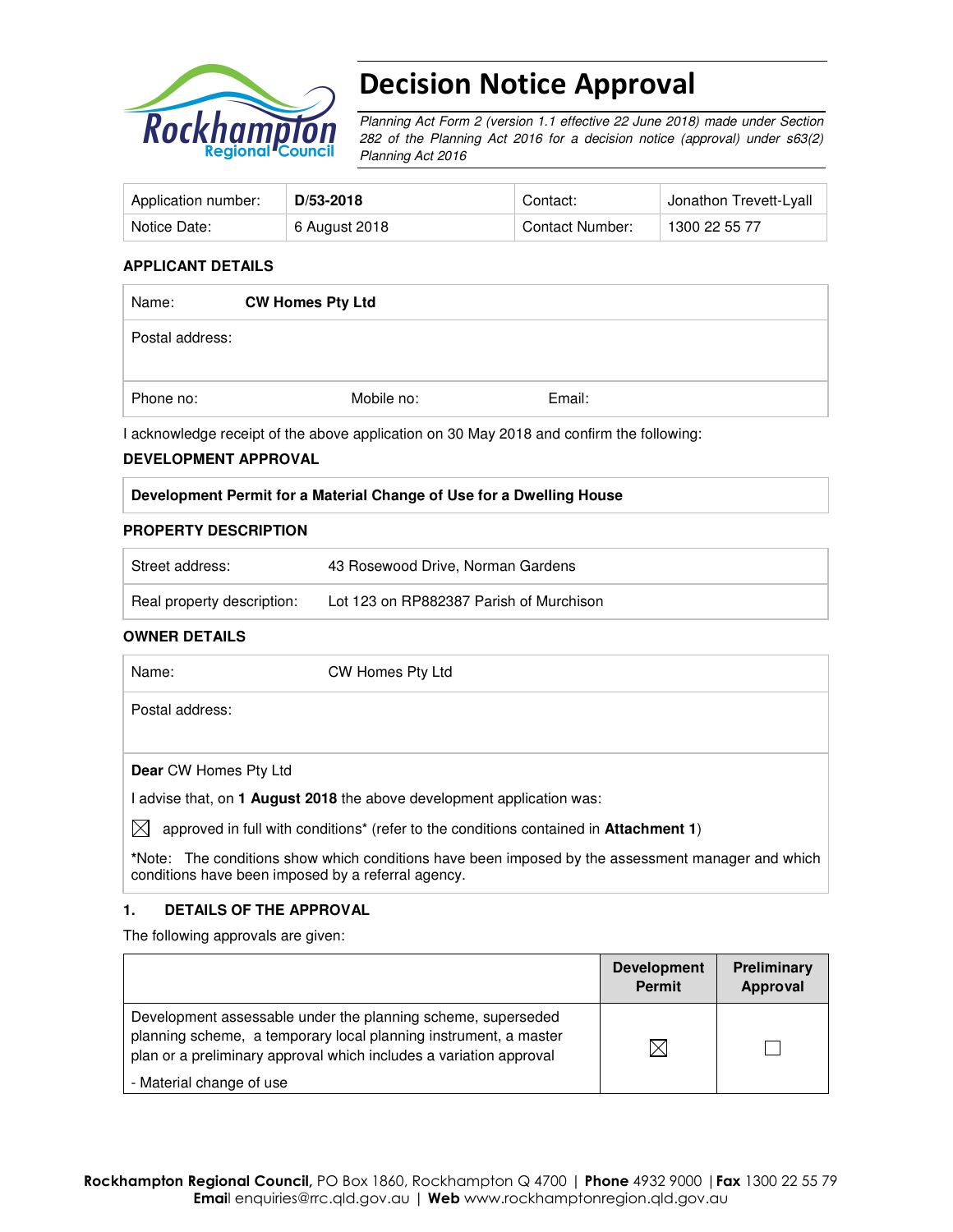# Decision Notice Approval

*Planning Act Form 2 (version 1.1 effective 22 June 2018) made under Section 282 of the Planning Act 2016 for a decision notice (approval) under s63(2) Planning Act 2016*

| Application number: | **D/53-2018** | Contact: | Jonathon Trevett-Lyall |
|---|---|---|---|
| Notice Date: | 6 August 2018 | Contact Number: | 1300 22 55 77 |

**APPLICANT DETAILS**

| Name: | **CW Homes Pty Ltd** | |
|---|---|---|
| Postal address: | | |
| Phone no: | Mobile no: | Email: |

I acknowledge receipt of the above application on 30 May 2018 and confirm the following:

**DEVELOPMENT APPROVAL**

| **Development Permit for a Material Change of Use for a Dwelling House** |
|---|

**PROPERTY DESCRIPTION**

| Street address: | 43 Rosewood Drive, Norman Gardens |
|---|---|
| Real property description: | Lot 123 on RP882387 Parish of Murchison |

**OWNER DETAILS**

| Name: | CW Homes Pty Ltd |
|---|---|
| Postal address: | |

**Dear** CW Homes Pty Ltd

I advise that, on **1 August 2018** the above development application was:

☒ approved in full with conditions* (refer to the conditions contained in **Attachment 1**)

***Note:** The conditions show which conditions have been imposed by the assessment manager and which conditions have been imposed by a referral agency.

## 1. DETAILS OF THE APPROVAL

The following approvals are given:

| | **Development Permit** | **Preliminary Approval** |
|---|---|---|
| Development assessable under the planning scheme, superseded planning scheme, a temporary local planning instrument, a master plan or a preliminary approval which includes a variation approval<br>- Material change of use | ☒ | ☐ |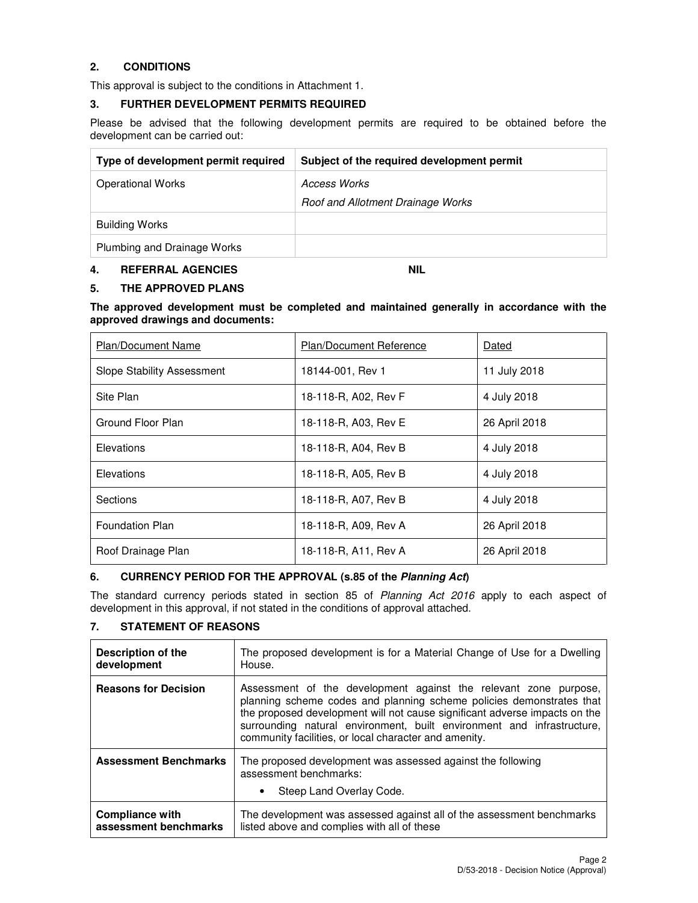## 2. CONDITIONS

This approval is subject to the conditions in Attachment 1.

## 3. FURTHER DEVELOPMENT PERMITS REQUIRED

Please be advised that the following development permits are required to be obtained before the development can be carried out:

| Type of development permit required | Subject of the required development permit |
|---|---|
| Operational Works | *Access Works*<br>*Roof and Allotment Drainage Works* |
| Building Works | |
| Plumbing and Drainage Works | |

## 4. REFERRAL AGENCIES NIL

## 5. THE APPROVED PLANS

**The approved development must be completed and maintained generally in accordance with the approved drawings and documents:**

| Plan/Document Name | Plan/Document Reference | Dated |
|---|---|---|
| Slope Stability Assessment | 18144-001, Rev 1 | 11 July 2018 |
| Site Plan | 18-118-R, A02, Rev F | 4 July 2018 |
| Ground Floor Plan | 18-118-R, A03, Rev E | 26 April 2018 |
| Elevations | 18-118-R, A04, Rev B | 4 July 2018 |
| Elevations | 18-118-R, A05, Rev B | 4 July 2018 |
| Sections | 18-118-R, A07, Rev B | 4 July 2018 |
| Foundation Plan | 18-118-R, A09, Rev A | 26 April 2018 |
| Roof Drainage Plan | 18-118-R, A11, Rev A | 26 April 2018 |

## 6. CURRENCY PERIOD FOR THE APPROVAL (s.85 of the *Planning Act*)

The standard currency periods stated in section 85 of *Planning Act 2016* apply to each aspect of development in this approval, if not stated in the conditions of approval attached.

## 7. STATEMENT OF REASONS

| | |
|---|---|
| **Description of the development** | The proposed development is for a Material Change of Use for a Dwelling House. |
| **Reasons for Decision** | Assessment of the development against the relevant zone purpose, planning scheme codes and planning scheme policies demonstrates that the proposed development will not cause significant adverse impacts on the surrounding natural environment, built environment and infrastructure, community facilities, or local character and amenity. |
| **Assessment Benchmarks** | The proposed development was assessed against the following assessment benchmarks:<br>• Steep Land Overlay Code. |
| **Compliance with assessment benchmarks** | The development was assessed against all of the assessment benchmarks listed above and complies with all of these |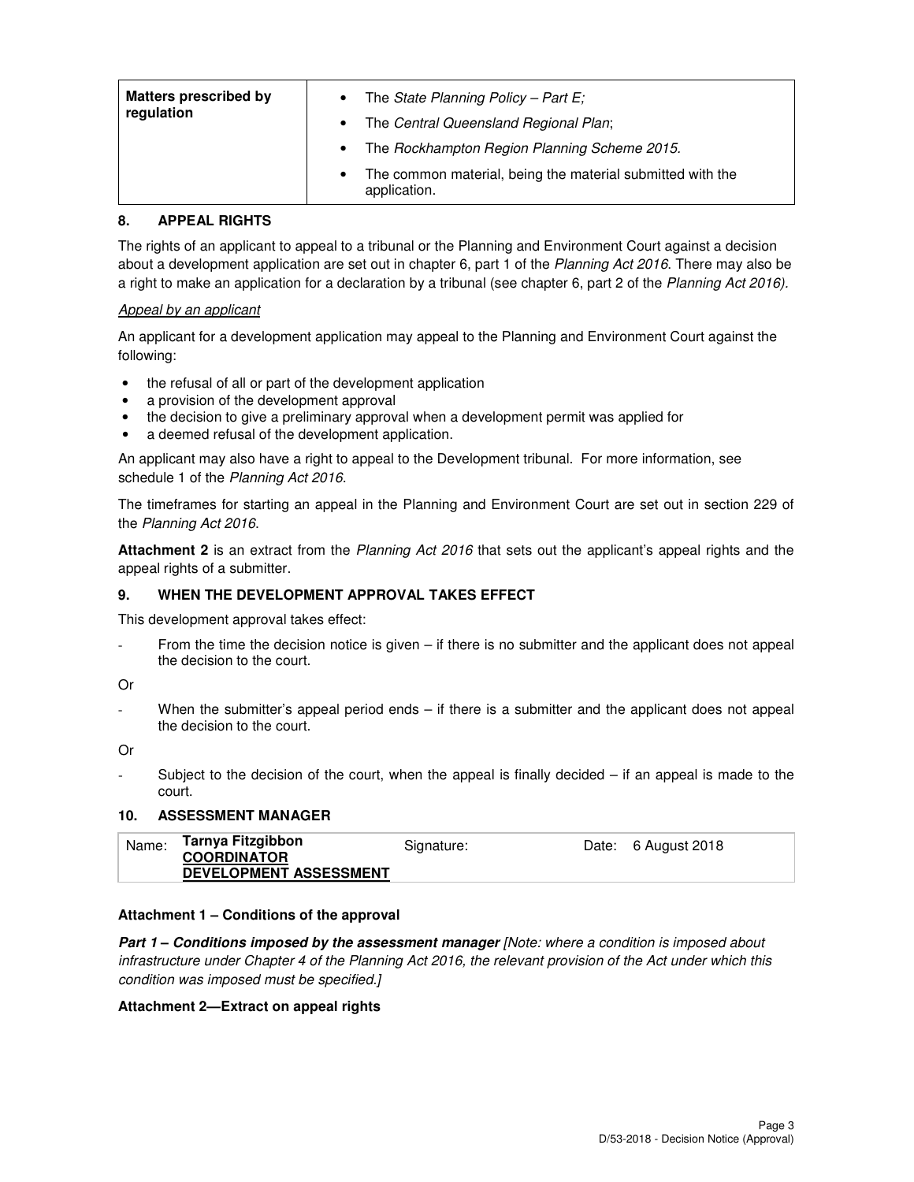| Matters prescribed by regulation | • The *State Planning Policy – Part E;*<br>• The *Central Queensland Regional Plan*;<br>• The *Rockhampton Region Planning Scheme 2015.*<br>• The common material, being the material submitted with the application. |
|---|---|

## 8. APPEAL RIGHTS

The rights of an applicant to appeal to a tribunal or the Planning and Environment Court against a decision about a development application are set out in chapter 6, part 1 of the *Planning Act 2016*. There may also be a right to make an application for a declaration by a tribunal (see chapter 6, part 2 of the *Planning Act 2016).*

*Appeal by an applicant*

An applicant for a development application may appeal to the Planning and Environment Court against the following:

- the refusal of all or part of the development application
- a provision of the development approval
- the decision to give a preliminary approval when a development permit was applied for
- a deemed refusal of the development application.

An applicant may also have a right to appeal to the Development tribunal. For more information, see schedule 1 of the *Planning Act 2016*.

The timeframes for starting an appeal in the Planning and Environment Court are set out in section 229 of the *Planning Act 2016*.

**Attachment 2** is an extract from the *Planning Act 2016* that sets out the applicant's appeal rights and the appeal rights of a submitter.

## 9. WHEN THE DEVELOPMENT APPROVAL TAKES EFFECT

This development approval takes effect:

- From the time the decision notice is given – if there is no submitter and the applicant does not appeal the decision to the court.

Or

- When the submitter's appeal period ends – if there is a submitter and the applicant does not appeal the decision to the court.

Or

- Subject to the decision of the court, when the appeal is finally decided – if an appeal is made to the court.

## 10. ASSESSMENT MANAGER

| Name: | **Tarnya Fitzgibbon**<br>**COORDINATOR**<br>**DEVELOPMENT ASSESSMENT** | Signature: | | Date: | 6 August 2018 |
|---|---|---|---|---|---|

**Attachment 1 – Conditions of the approval**

***Part 1 – Conditions imposed by the assessment manager*** *[Note: where a condition is imposed about infrastructure under Chapter 4 of the Planning Act 2016, the relevant provision of the Act under which this condition was imposed must be specified.]*

**Attachment 2—Extract on appeal rights**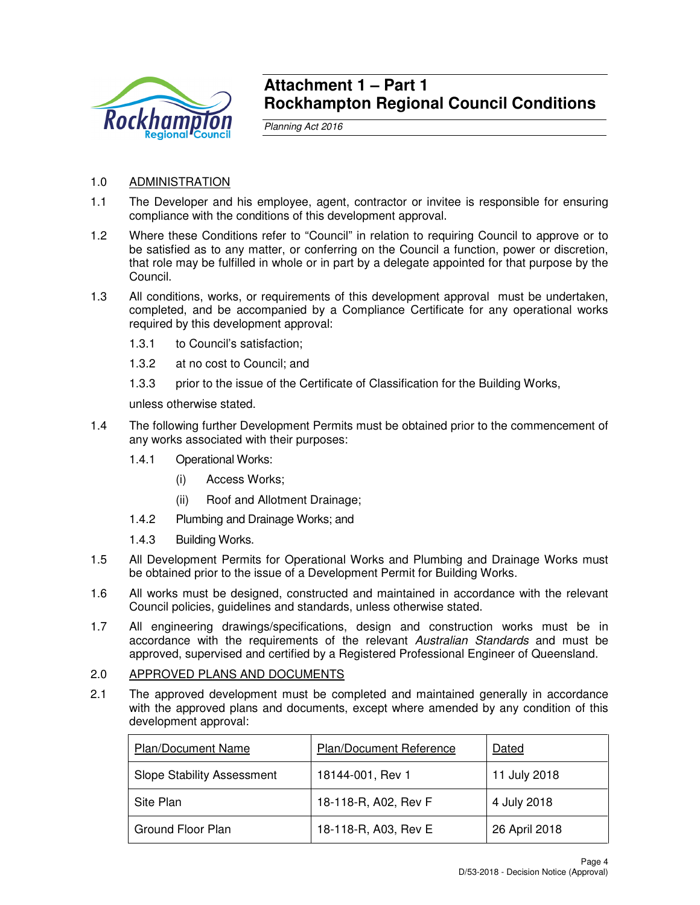# Attachment 1 – Part 1
# Rockhampton Regional Council Conditions

*Planning Act 2016*

1.0 ADMINISTRATION

1.1 The Developer and his employee, agent, contractor or invitee is responsible for ensuring compliance with the conditions of this development approval.

1.2 Where these Conditions refer to "Council" in relation to requiring Council to approve or to be satisfied as to any matter, or conferring on the Council a function, power or discretion, that role may be fulfilled in whole or in part by a delegate appointed for that purpose by the Council.

1.3 All conditions, works, or requirements of this development approval must be undertaken, completed, and be accompanied by a Compliance Certificate for any operational works required by this development approval:

1.3.1 to Council's satisfaction;

1.3.2 at no cost to Council; and

1.3.3 prior to the issue of the Certificate of Classification for the Building Works,

unless otherwise stated.

1.4 The following further Development Permits must be obtained prior to the commencement of any works associated with their purposes:

1.4.1 Operational Works:

(i) Access Works;

(ii) Roof and Allotment Drainage;

1.4.2 Plumbing and Drainage Works; and

1.4.3 Building Works.

1.5 All Development Permits for Operational Works and Plumbing and Drainage Works must be obtained prior to the issue of a Development Permit for Building Works.

1.6 All works must be designed, constructed and maintained in accordance with the relevant Council policies, guidelines and standards, unless otherwise stated.

1.7 All engineering drawings/specifications, design and construction works must be in accordance with the requirements of the relevant *Australian Standards* and must be approved, supervised and certified by a Registered Professional Engineer of Queensland.

2.0 APPROVED PLANS AND DOCUMENTS

2.1 The approved development must be completed and maintained generally in accordance with the approved plans and documents, except where amended by any condition of this development approval:

| Plan/Document Name | Plan/Document Reference | Dated |
|---|---|---|
| Slope Stability Assessment | 18144-001, Rev 1 | 11 July 2018 |
| Site Plan | 18-118-R, A02, Rev F | 4 July 2018 |
| Ground Floor Plan | 18-118-R, A03, Rev E | 26 April 2018 |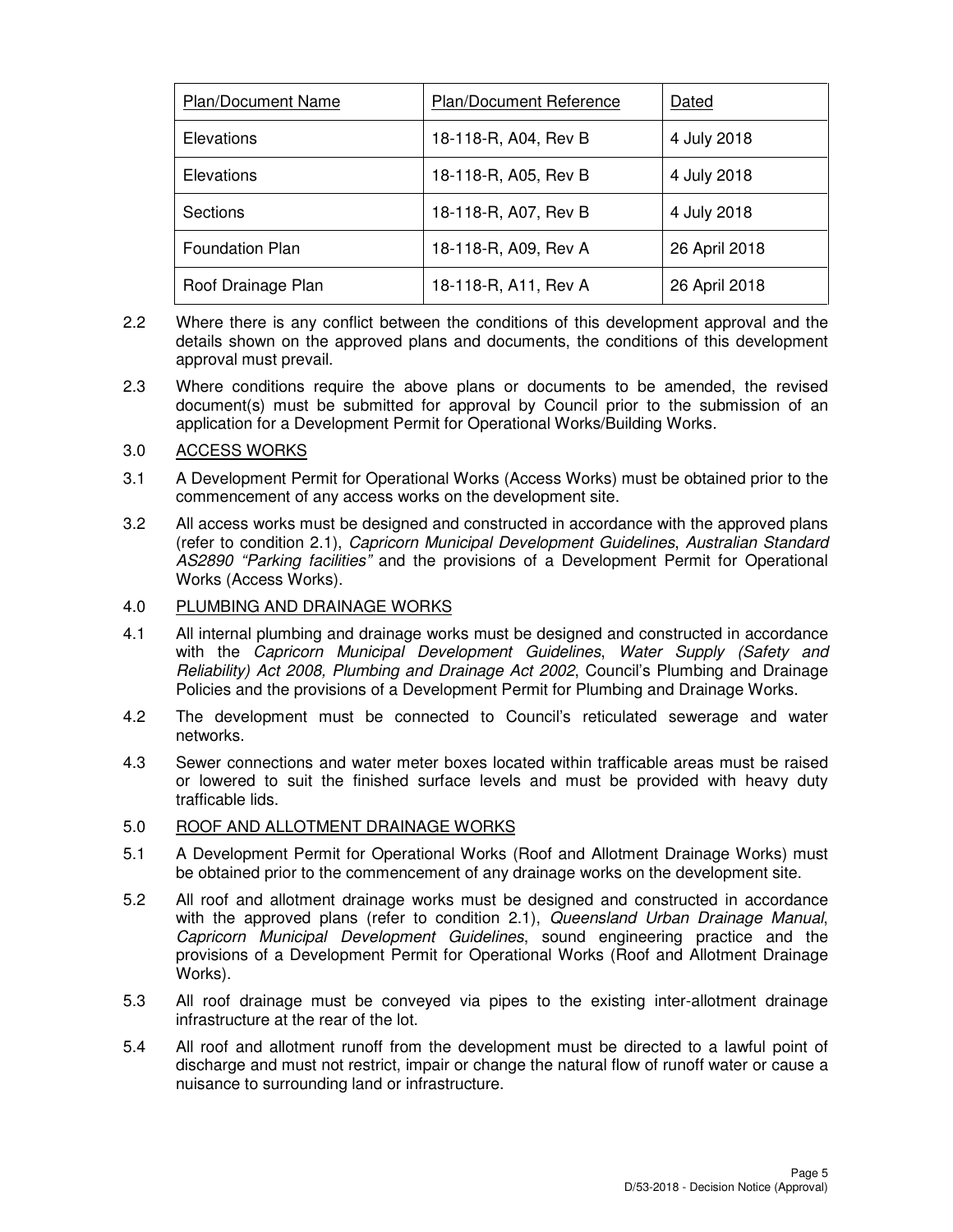| Plan/Document Name | Plan/Document Reference | Dated |
|---|---|---|
| Elevations | 18-118-R, A04, Rev B | 4 July 2018 |
| Elevations | 18-118-R, A05, Rev B | 4 July 2018 |
| Sections | 18-118-R, A07, Rev B | 4 July 2018 |
| Foundation Plan | 18-118-R, A09, Rev A | 26 April 2018 |
| Roof Drainage Plan | 18-118-R, A11, Rev A | 26 April 2018 |

2.2 Where there is any conflict between the conditions of this development approval and the details shown on the approved plans and documents, the conditions of this development approval must prevail.

2.3 Where conditions require the above plans or documents to be amended, the revised document(s) must be submitted for approval by Council prior to the submission of an application for a Development Permit for Operational Works/Building Works.

3.0 ACCESS WORKS

3.1 A Development Permit for Operational Works (Access Works) must be obtained prior to the commencement of any access works on the development site.

3.2 All access works must be designed and constructed in accordance with the approved plans (refer to condition 2.1), *Capricorn Municipal Development Guidelines*, *Australian Standard AS2890 "Parking facilities"* and the provisions of a Development Permit for Operational Works (Access Works).

4.0 PLUMBING AND DRAINAGE WORKS

4.1 All internal plumbing and drainage works must be designed and constructed in accordance with the *Capricorn Municipal Development Guidelines*, *Water Supply (Safety and Reliability) Act 2008, Plumbing and Drainage Act 2002*, Council's Plumbing and Drainage Policies and the provisions of a Development Permit for Plumbing and Drainage Works.

4.2 The development must be connected to Council's reticulated sewerage and water networks.

4.3 Sewer connections and water meter boxes located within trafficable areas must be raised or lowered to suit the finished surface levels and must be provided with heavy duty trafficable lids.

5.0 ROOF AND ALLOTMENT DRAINAGE WORKS

5.1 A Development Permit for Operational Works (Roof and Allotment Drainage Works) must be obtained prior to the commencement of any drainage works on the development site.

5.2 All roof and allotment drainage works must be designed and constructed in accordance with the approved plans (refer to condition 2.1), *Queensland Urban Drainage Manual*, *Capricorn Municipal Development Guidelines*, sound engineering practice and the provisions of a Development Permit for Operational Works (Roof and Allotment Drainage Works).

5.3 All roof drainage must be conveyed via pipes to the existing inter-allotment drainage infrastructure at the rear of the lot.

5.4 All roof and allotment runoff from the development must be directed to a lawful point of discharge and must not restrict, impair or change the natural flow of runoff water or cause a nuisance to surrounding land or infrastructure.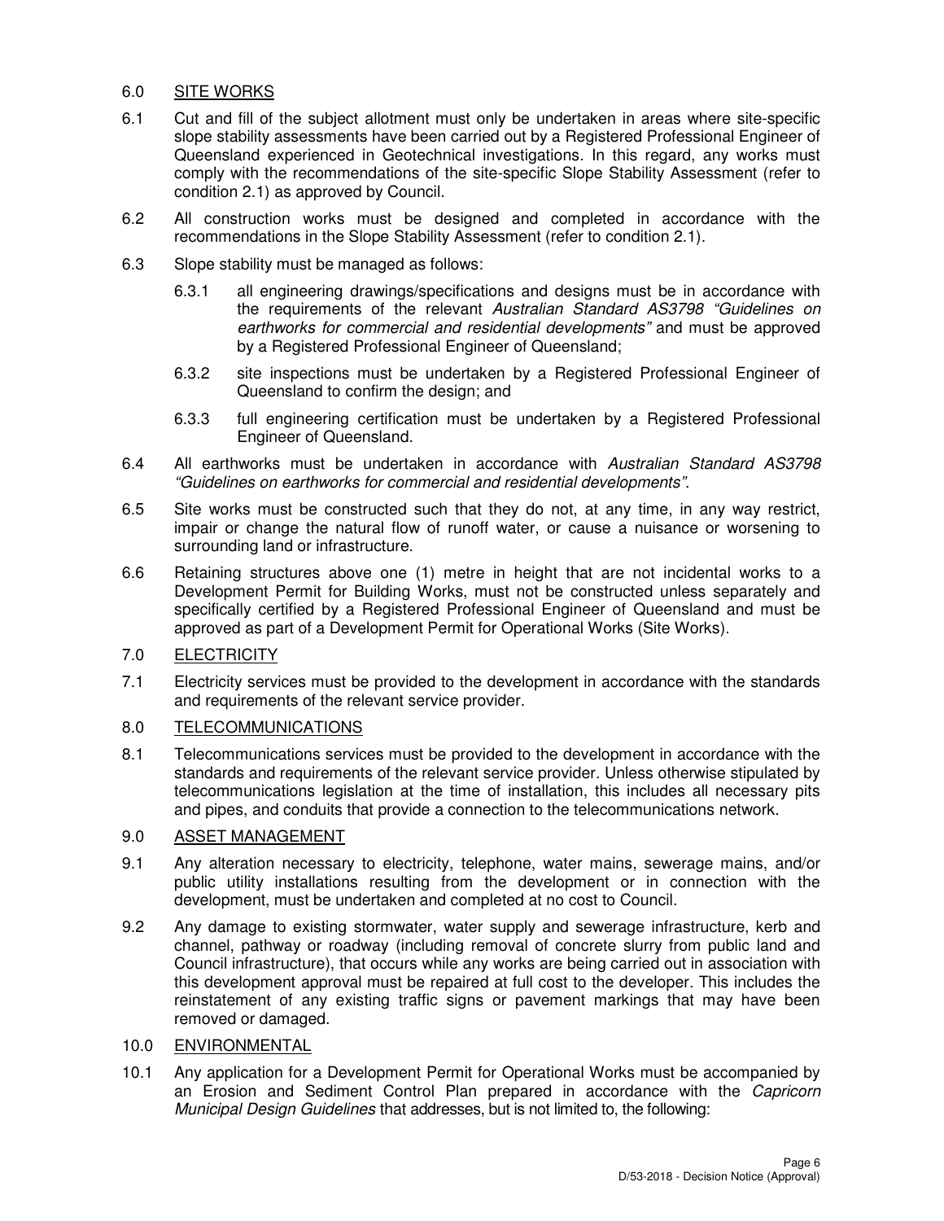## 6.0 SITE WORKS

6.1 Cut and fill of the subject allotment must only be undertaken in areas where site-specific slope stability assessments have been carried out by a Registered Professional Engineer of Queensland experienced in Geotechnical investigations. In this regard, any works must comply with the recommendations of the site-specific Slope Stability Assessment (refer to condition 2.1) as approved by Council.

6.2 All construction works must be designed and completed in accordance with the recommendations in the Slope Stability Assessment (refer to condition 2.1).

6.3 Slope stability must be managed as follows:

- 6.3.1 all engineering drawings/specifications and designs must be in accordance with the requirements of the relevant *Australian Standard AS3798 "Guidelines on earthworks for commercial and residential developments"* and must be approved by a Registered Professional Engineer of Queensland;
- 6.3.2 site inspections must be undertaken by a Registered Professional Engineer of Queensland to confirm the design; and
- 6.3.3 full engineering certification must be undertaken by a Registered Professional Engineer of Queensland.

6.4 All earthworks must be undertaken in accordance with *Australian Standard AS3798 "Guidelines on earthworks for commercial and residential developments"*.

6.5 Site works must be constructed such that they do not, at any time, in any way restrict, impair or change the natural flow of runoff water, or cause a nuisance or worsening to surrounding land or infrastructure.

6.6 Retaining structures above one (1) metre in height that are not incidental works to a Development Permit for Building Works, must not be constructed unless separately and specifically certified by a Registered Professional Engineer of Queensland and must be approved as part of a Development Permit for Operational Works (Site Works).

## 7.0 ELECTRICITY

7.1 Electricity services must be provided to the development in accordance with the standards and requirements of the relevant service provider.

## 8.0 TELECOMMUNICATIONS

8.1 Telecommunications services must be provided to the development in accordance with the standards and requirements of the relevant service provider. Unless otherwise stipulated by telecommunications legislation at the time of installation, this includes all necessary pits and pipes, and conduits that provide a connection to the telecommunications network.

## 9.0 ASSET MANAGEMENT

9.1 Any alteration necessary to electricity, telephone, water mains, sewerage mains, and/or public utility installations resulting from the development or in connection with the development, must be undertaken and completed at no cost to Council.

9.2 Any damage to existing stormwater, water supply and sewerage infrastructure, kerb and channel, pathway or roadway (including removal of concrete slurry from public land and Council infrastructure), that occurs while any works are being carried out in association with this development approval must be repaired at full cost to the developer. This includes the reinstatement of any existing traffic signs or pavement markings that may have been removed or damaged.

## 10.0 ENVIRONMENTAL

10.1 Any application for a Development Permit for Operational Works must be accompanied by an Erosion and Sediment Control Plan prepared in accordance with the *Capricorn Municipal Design Guidelines* that addresses, but is not limited to, the following: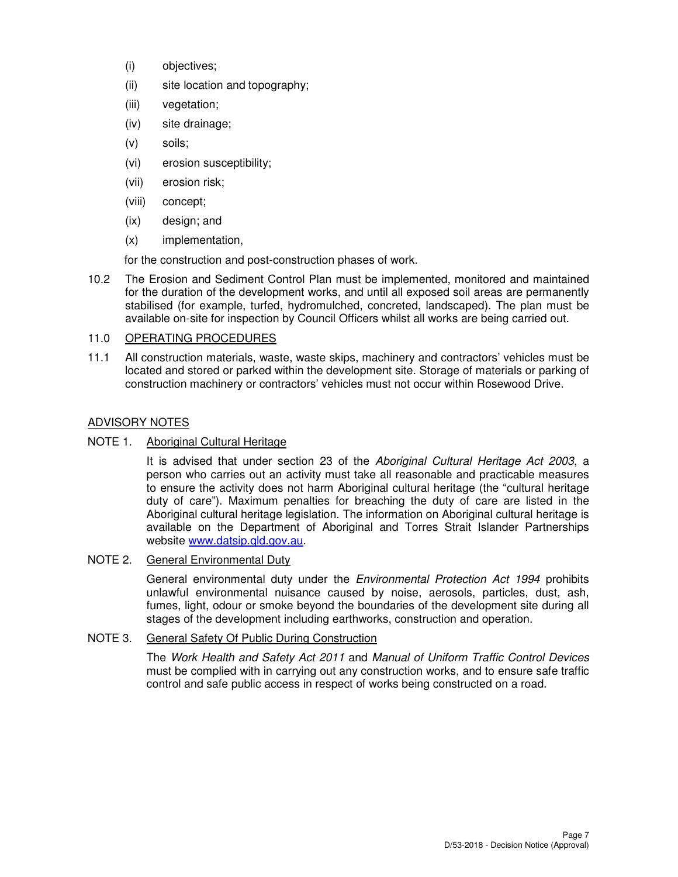(i) objectives;

(ii) site location and topography;

(iii) vegetation;

(iv) site drainage;

(v) soils;

(vi) erosion susceptibility;

(vii) erosion risk;

(viii) concept;

(ix) design; and

(x) implementation,

for the construction and post-construction phases of work.

10.2 The Erosion and Sediment Control Plan must be implemented, monitored and maintained for the duration of the development works, and until all exposed soil areas are permanently stabilised (for example, turfed, hydromulched, concreted, landscaped). The plan must be available on-site for inspection by Council Officers whilst all works are being carried out.

11.0 <u>OPERATING PROCEDURES</u>

11.1 All construction materials, waste, waste skips, machinery and contractors' vehicles must be located and stored or parked within the development site. Storage of materials or parking of construction machinery or contractors' vehicles must not occur within Rosewood Drive.

<u>ADVISORY NOTES</u>

NOTE 1. <u>Aboriginal Cultural Heritage</u>

It is advised that under section 23 of the *Aboriginal Cultural Heritage Act 2003*, a person who carries out an activity must take all reasonable and practicable measures to ensure the activity does not harm Aboriginal cultural heritage (the "cultural heritage duty of care"). Maximum penalties for breaching the duty of care are listed in the Aboriginal cultural heritage legislation. The information on Aboriginal cultural heritage is available on the Department of Aboriginal and Torres Strait Islander Partnerships website [www.datsip.qld.gov.au](http://www.datsip.qld.gov.au).

NOTE 2. <u>General Environmental Duty</u>

General environmental duty under the *Environmental Protection Act 1994* prohibits unlawful environmental nuisance caused by noise, aerosols, particles, dust, ash, fumes, light, odour or smoke beyond the boundaries of the development site during all stages of the development including earthworks, construction and operation.

NOTE 3. <u>General Safety Of Public During Construction</u>

The *Work Health and Safety Act 2011* and *Manual of Uniform Traffic Control Devices* must be complied with in carrying out any construction works, and to ensure safe traffic control and safe public access in respect of works being constructed on a road.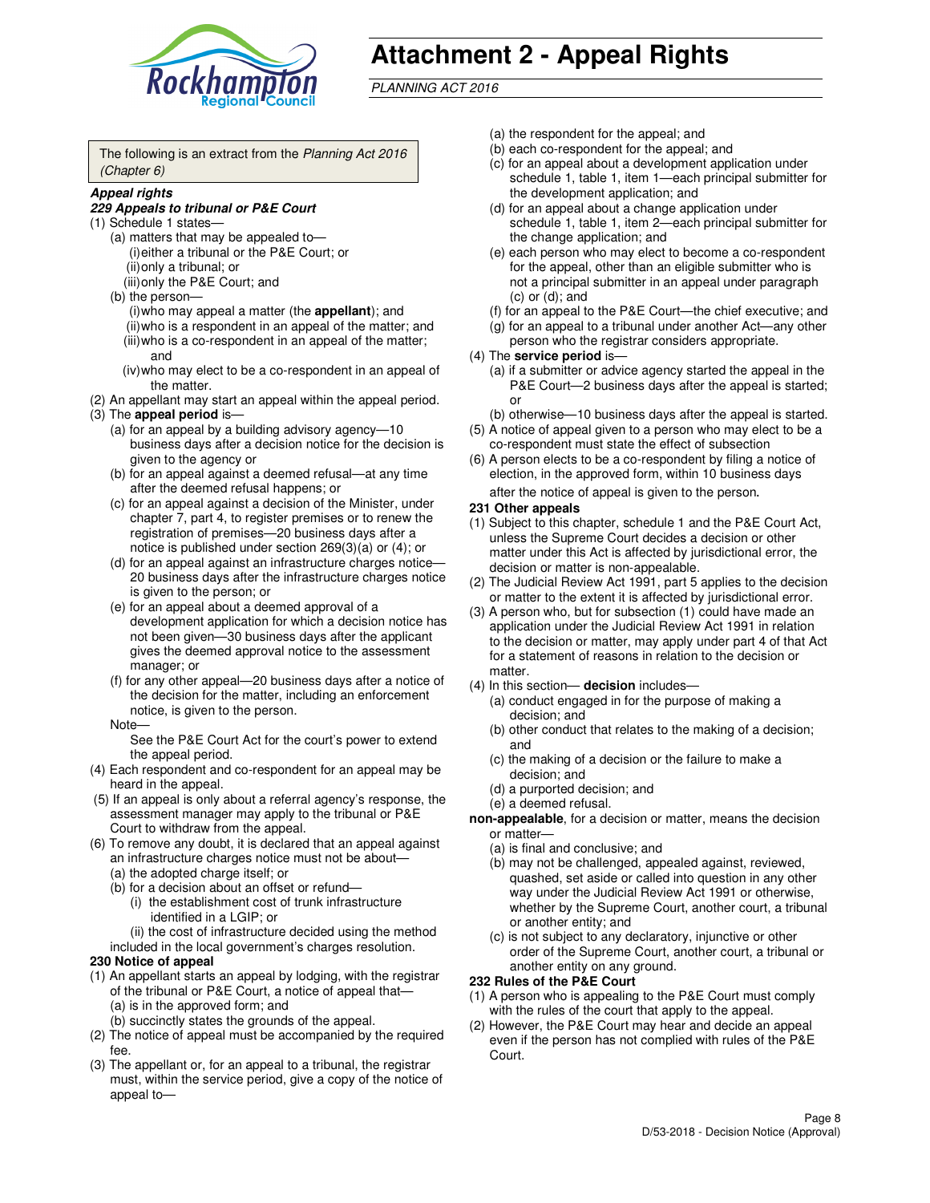# Attachment 2 - Appeal Rights

*PLANNING ACT 2016*

The following is an extract from the *Planning Act 2016 (Chapter 6)*

***Appeal rights***

***229 Appeals to tribunal or P&E Court***

(1) Schedule 1 states—
   (a) matters that may be appealed to—
      (i) either a tribunal or the P&E Court; or
      (ii) only a tribunal; or
      (iii) only the P&E Court; and
   (b) the person—
      (i) who may appeal a matter (the **appellant**); and
      (ii) who is a respondent in an appeal of the matter; and
      (iii) who is a co-respondent in an appeal of the matter; and
      (iv) who may elect to be a co-respondent in an appeal of the matter.

(2) An appellant may start an appeal within the appeal period.

(3) The **appeal period** is—
   (a) for an appeal by a building advisory agency—10 business days after a decision notice for the decision is given to the agency or
   (b) for an appeal against a deemed refusal—at any time after the deemed refusal happens; or
   (c) for an appeal against a decision of the Minister, under chapter 7, part 4, to register premises or to renew the registration of premises—20 business days after a notice is published under section 269(3)(a) or (4); or
   (d) for an appeal against an infrastructure charges notice—20 business days after the infrastructure charges notice is given to the person; or
   (e) for an appeal about a deemed approval of a development application for which a decision notice has not been given—30 business days after the applicant gives the deemed approval notice to the assessment manager; or
   (f) for any other appeal—20 business days after a notice of the decision for the matter, including an enforcement notice, is given to the person.

   Note—
   See the P&E Court Act for the court's power to extend the appeal period.

(4) Each respondent and co-respondent for an appeal may be heard in the appeal.

(5) If an appeal is only about a referral agency's response, the assessment manager may apply to the tribunal or P&E Court to withdraw from the appeal.

(6) To remove any doubt, it is declared that an appeal against an infrastructure charges notice must not be about—
   (a) the adopted charge itself; or
   (b) for a decision about an offset or refund—
      (i) the establishment cost of trunk infrastructure identified in a LGIP; or
      (ii) the cost of infrastructure decided using the method included in the local government's charges resolution.

**230 Notice of appeal**

(1) An appellant starts an appeal by lodging, with the registrar of the tribunal or P&E Court, a notice of appeal that—
   (a) is in the approved form; and
   (b) succinctly states the grounds of the appeal.

(2) The notice of appeal must be accompanied by the required fee.

(3) The appellant or, for an appeal to a tribunal, the registrar must, within the service period, give a copy of the notice of appeal to—
   (a) the respondent for the appeal; and
   (b) each co-respondent for the appeal; and
   (c) for an appeal about a development application under schedule 1, table 1, item 1—each principal submitter for the development application; and
   (d) for an appeal about a change application under schedule 1, table 1, item 2—each principal submitter for the change application; and
   (e) each person who may elect to become a co-respondent for the appeal, other than an eligible submitter who is not a principal submitter in an appeal under paragraph (c) or (d); and
   (f) for an appeal to the P&E Court—the chief executive; and
   (g) for an appeal to a tribunal under another Act—any other person who the registrar considers appropriate.

(4) The **service period** is—
   (a) if a submitter or advice agency started the appeal in the P&E Court—2 business days after the appeal is started; or
   (b) otherwise—10 business days after the appeal is started.

(5) A notice of appeal given to a person who may elect to be a co-respondent must state the effect of subsection

(6) A person elects to be a co-respondent by filing a notice of election, in the approved form, within 10 business days after the notice of appeal is given to the person.

**231 Other appeals**

(1) Subject to this chapter, schedule 1 and the P&E Court Act, unless the Supreme Court decides a decision or other matter under this Act is affected by jurisdictional error, the decision or matter is non-appealable.

(2) The Judicial Review Act 1991, part 5 applies to the decision or matter to the extent it is affected by jurisdictional error.

(3) A person who, but for subsection (1) could have made an application under the Judicial Review Act 1991 in relation to the decision or matter, may apply under part 4 of that Act for a statement of reasons in relation to the decision or matter.

(4) In this section— **decision** includes—
   (a) conduct engaged in for the purpose of making a decision; and
   (b) other conduct that relates to the making of a decision; and
   (c) the making of a decision or the failure to make a decision; and
   (d) a purported decision; and
   (e) a deemed refusal.

**non-appealable**, for a decision or matter, means the decision or matter—
   (a) is final and conclusive; and
   (b) may not be challenged, appealed against, reviewed, quashed, set aside or called into question in any other way under the Judicial Review Act 1991 or otherwise, whether by the Supreme Court, another court, a tribunal or another entity; and
   (c) is not subject to any declaratory, injunctive or other order of the Supreme Court, another court, a tribunal or another entity on any ground.

**232 Rules of the P&E Court**

(1) A person who is appealing to the P&E Court must comply with the rules of the court that apply to the appeal.

(2) However, the P&E Court may hear and decide an appeal even if the person has not complied with rules of the P&E Court.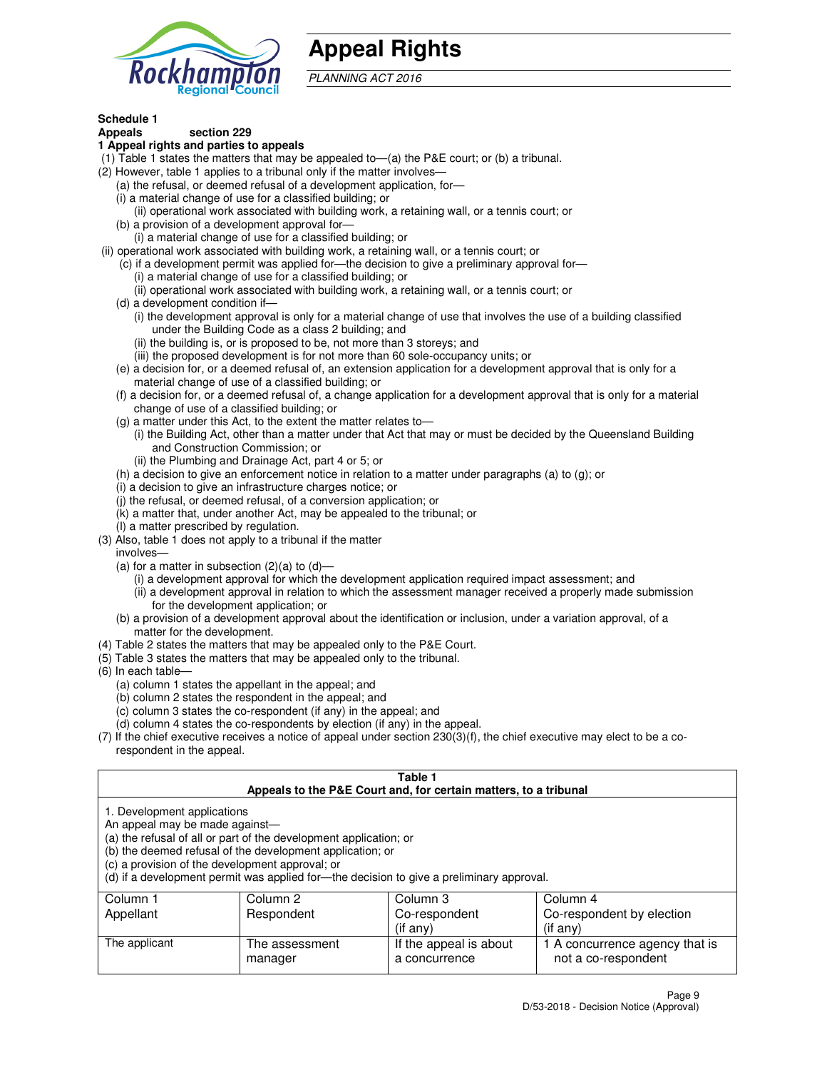# Appeal Rights

*PLANNING ACT 2016*

**Schedule 1**
**Appeals section 229**
**1 Appeal rights and parties to appeals**

(1) Table 1 states the matters that may be appealed to—(a) the P&E court; or (b) a tribunal.

(2) However, table 1 applies to a tribunal only if the matter involves—

(a) the refusal, or deemed refusal of a development application, for—

(i) a material change of use for a classified building; or

(ii) operational work associated with building work, a retaining wall, or a tennis court; or

(b) a provision of a development approval for—

(i) a material change of use for a classified building; or

(ii) operational work associated with building work, a retaining wall, or a tennis court; or

(c) if a development permit was applied for—the decision to give a preliminary approval for—

(i) a material change of use for a classified building; or

(ii) operational work associated with building work, a retaining wall, or a tennis court; or

(d) a development condition if—

(i) the development approval is only for a material change of use that involves the use of a building classified under the Building Code as a class 2 building; and

(ii) the building is, or is proposed to be, not more than 3 storeys; and

(iii) the proposed development is for not more than 60 sole-occupancy units; or

(e) a decision for, or a deemed refusal of, an extension application for a development approval that is only for a material change of use of a classified building; or

(f) a decision for, or a deemed refusal of, a change application for a development approval that is only for a material change of use of a classified building; or

(g) a matter under this Act, to the extent the matter relates to—

(i) the Building Act, other than a matter under that Act that may or must be decided by the Queensland Building and Construction Commission; or

(ii) the Plumbing and Drainage Act, part 4 or 5; or

(h) a decision to give an enforcement notice in relation to a matter under paragraphs (a) to (g); or

(i) a decision to give an infrastructure charges notice; or

(j) the refusal, or deemed refusal, of a conversion application; or

(k) a matter that, under another Act, may be appealed to the tribunal; or

(l) a matter prescribed by regulation.

(3) Also, table 1 does not apply to a tribunal if the matter involves—

(a) for a matter in subsection (2)(a) to (d)—

(i) a development approval for which the development application required impact assessment; and

(ii) a development approval in relation to which the assessment manager received a properly made submission for the development application; or

(b) a provision of a development approval about the identification or inclusion, under a variation approval, of a matter for the development.

(4) Table 2 states the matters that may be appealed only to the P&E Court.

(5) Table 3 states the matters that may be appealed only to the tribunal.

(6) In each table—

(a) column 1 states the appellant in the appeal; and

(b) column 2 states the respondent in the appeal; and

(c) column 3 states the co-respondent (if any) in the appeal; and

(d) column 4 states the co-respondents by election (if any) in the appeal.

(7) If the chief executive receives a notice of appeal under section 230(3)(f), the chief executive may elect to be a co-respondent in the appeal.

**Table 1**
**Appeals to the P&E Court and, for certain matters, to a tribunal**

1. Development applications

An appeal may be made against—

(a) the refusal of all or part of the development application; or

(b) the deemed refusal of the development application; or

(c) a provision of the development approval; or

(d) if a development permit was applied for—the decision to give a preliminary approval.

| Column 1<br>Appellant | Column 2<br>Respondent | Column 3<br>Co-respondent<br>(if any) | Column 4<br>Co-respondent by election<br>(if any) |
|---|---|---|---|
| The applicant | The assessment manager | If the appeal is about a concurrence | 1 A concurrence agency that is not a co-respondent |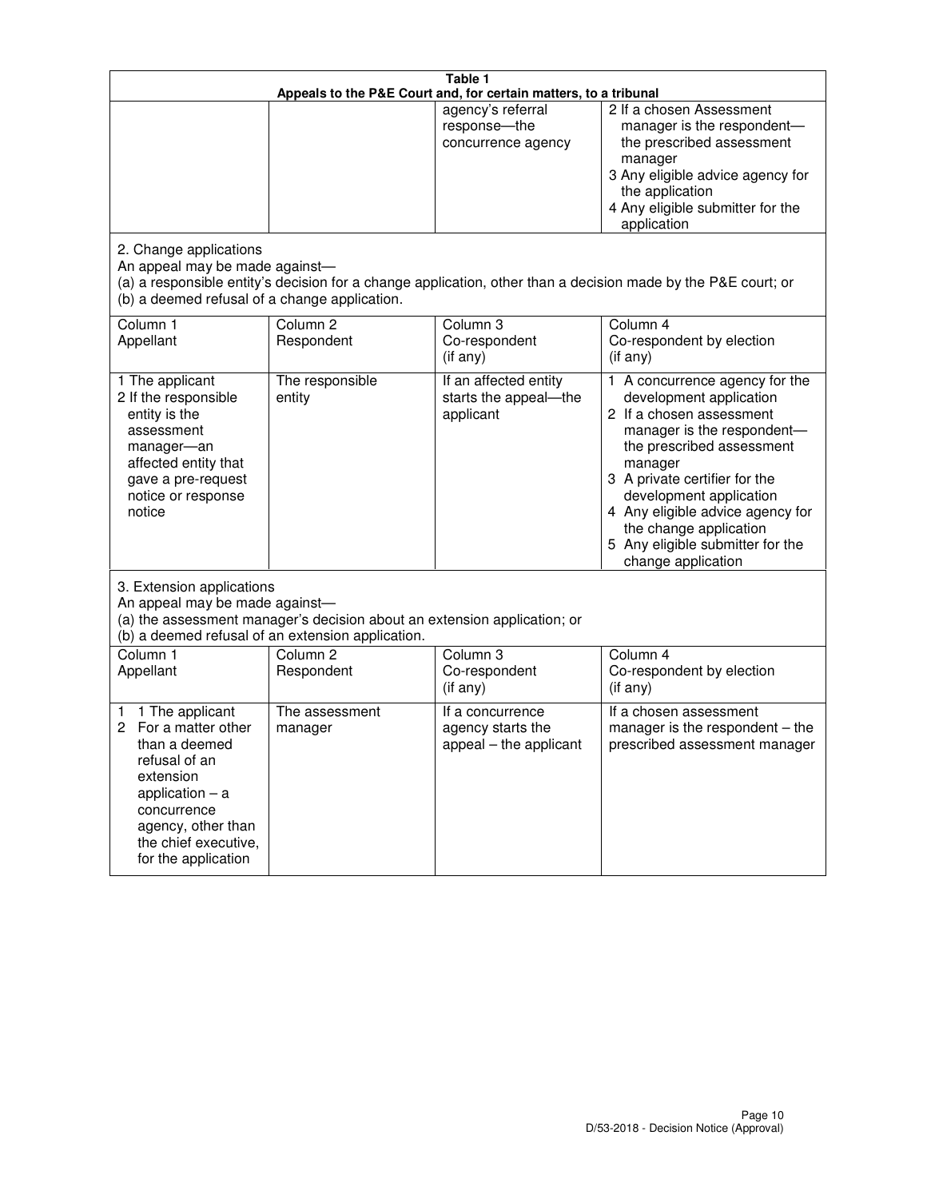**Table 1**
**Appeals to the P&E Court and, for certain matters, to a tribunal**

| | | | |
|---|---|---|---|
| | | agency's referral response—the concurrence agency | 2 If a chosen Assessment manager is the respondent—the prescribed assessment manager<br>3 Any eligible advice agency for the application<br>4 Any eligible submitter for the application |

2. Change applications

An appeal may be made against—
(a) a responsible entity's decision for a change application, other than a decision made by the P&E court; or
(b) a deemed refusal of a change application.

| Column 1<br>Appellant | Column 2<br>Respondent | Column 3<br>Co-respondent<br>(if any) | Column 4<br>Co-respondent by election<br>(if any) |
|---|---|---|---|
| 1 The applicant<br>2 If the responsible entity is the assessment manager—an affected entity that gave a pre-request notice or response notice | The responsible entity | If an affected entity starts the appeal—the applicant | 1 A concurrence agency for the development application<br>2 If a chosen assessment manager is the respondent—the prescribed assessment manager<br>3 A private certifier for the development application<br>4 Any eligible advice agency for the change application<br>5 Any eligible submitter for the change application |

3. Extension applications

An appeal may be made against—
(a) the assessment manager's decision about an extension application; or
(b) a deemed refusal of an extension application.

| Column 1<br>Appellant | Column 2<br>Respondent | Column 3<br>Co-respondent<br>(if any) | Column 4<br>Co-respondent by election<br>(if any) |
|---|---|---|---|
| 1 1 The applicant<br>2 For a matter other than a deemed refusal of an extension application – a concurrence agency, other than the chief executive, for the application | The assessment manager | If a concurrence agency starts the appeal – the applicant | If a chosen assessment manager is the respondent – the prescribed assessment manager |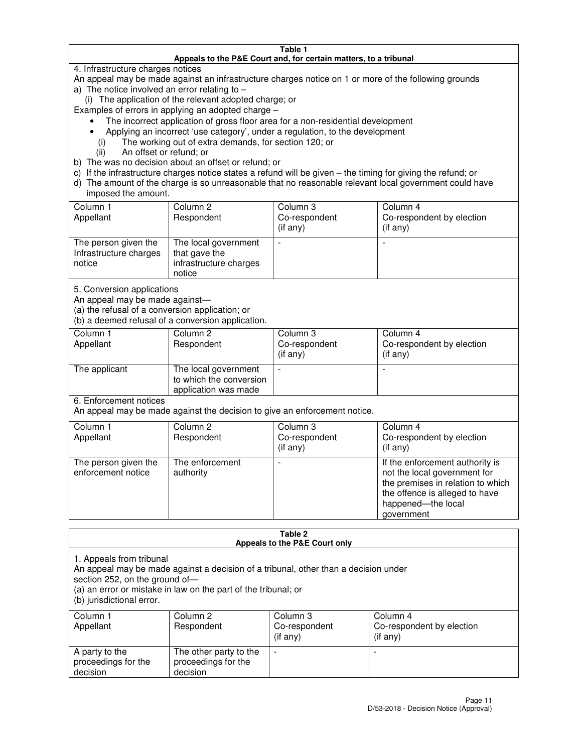**Table 1**
**Appeals to the P&E Court and, for certain matters, to a tribunal**

4. Infrastructure charges notices

An appeal may be made against an infrastructure charges notice on 1 or more of the following grounds

a) The notice involved an error relating to –
   (i) The application of the relevant adopted charge; or

Examples of errors in applying an adopted charge –

- The incorrect application of gross floor area for a non-residential development
- Applying an incorrect 'use category', under a regulation, to the development

   (i) The working out of extra demands, for section 120; or
   (ii) An offset or refund; or

b) The was no decision about an offset or refund; or
c) If the infrastructure charges notice states a refund will be given – the timing for giving the refund; or
d) The amount of the charge is so unreasonable that no reasonable relevant local government could have imposed the amount.

| Column 1 Appellant | Column 2 Respondent | Column 3 Co-respondent (if any) | Column 4 Co-respondent by election (if any) |
|---|---|---|---|
| The person given the Infrastructure charges notice | The local government that gave the infrastructure charges notice | - | - |

5. Conversion applications

An appeal may be made against—
(a) the refusal of a conversion application; or
(b) a deemed refusal of a conversion application.

| Column 1 Appellant | Column 2 Respondent | Column 3 Co-respondent (if any) | Column 4 Co-respondent by election (if any) |
|---|---|---|---|
| The applicant | The local government to which the conversion application was made | - | - |

6. Enforcement notices

An appeal may be made against the decision to give an enforcement notice.

| Column 1 Appellant | Column 2 Respondent | Column 3 Co-respondent (if any) | Column 4 Co-respondent by election (if any) |
|---|---|---|---|
| The person given the enforcement notice | The enforcement authority | - | If the enforcement authority is not the local government for the premises in relation to which the offence is alleged to have happened—the local government |

**Table 2**
**Appeals to the P&E Court only**

1. Appeals from tribunal

An appeal may be made against a decision of a tribunal, other than a decision under section 252, on the ground of—
(a) an error or mistake in law on the part of the tribunal; or
(b) jurisdictional error.

| Column 1 Appellant | Column 2 Respondent | Column 3 Co-respondent (if any) | Column 4 Co-respondent by election (if any) |
|---|---|---|---|
| A party to the proceedings for the decision | The other party to the proceedings for the decision | - | - |

D/53-2018 - Decision Notice (Approval)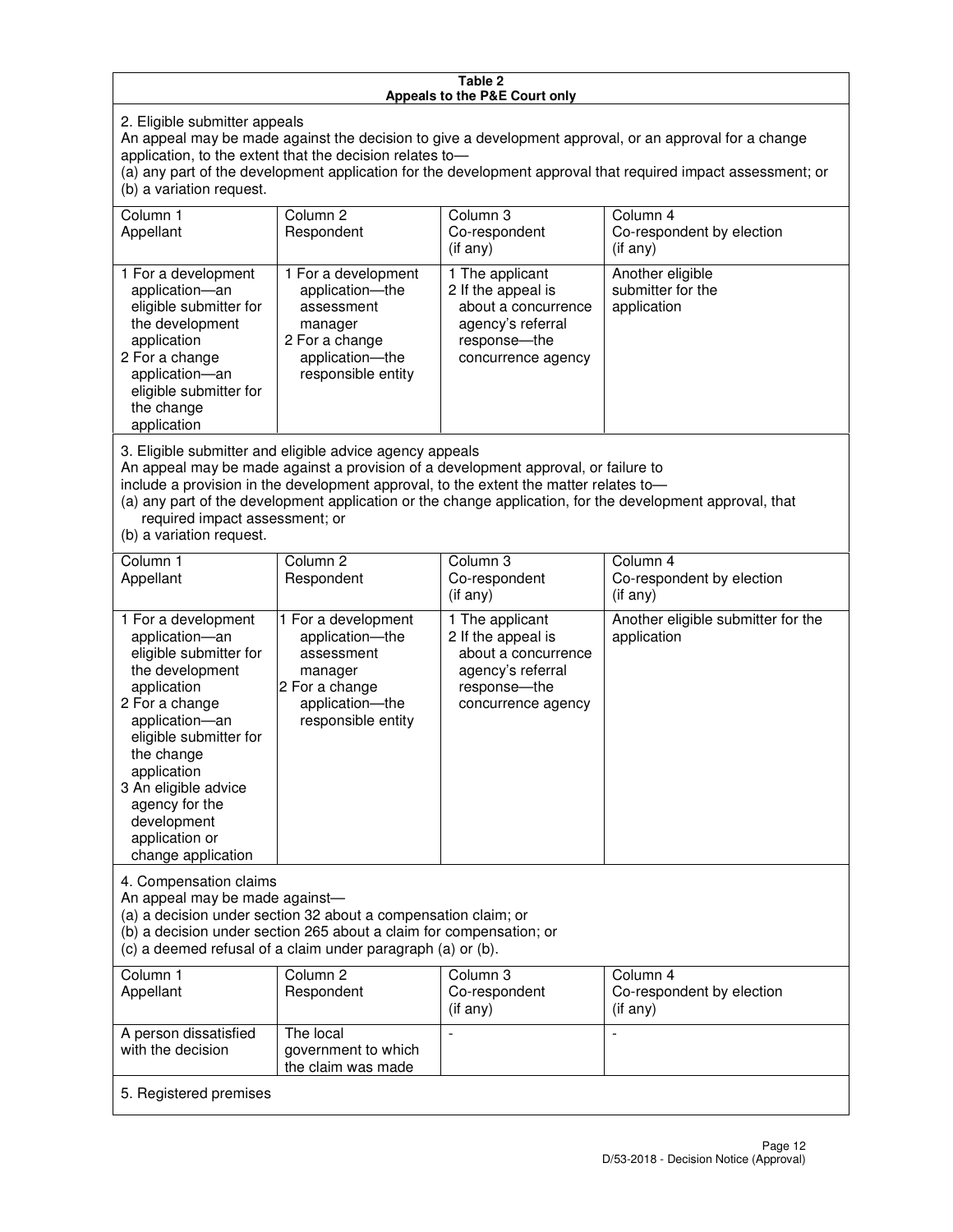**Table 2**
**Appeals to the P&E Court only**

2. Eligible submitter appeals

An appeal may be made against the decision to give a development approval, or an approval for a change application, to the extent that the decision relates to—
(a) any part of the development application for the development approval that required impact assessment; or
(b) a variation request.

| Column 1<br>Appellant | Column 2<br>Respondent | Column 3<br>Co-respondent<br>(if any) | Column 4<br>Co-respondent by election<br>(if any) |
|---|---|---|---|
| 1 For a development application—an eligible submitter for the development application<br>2 For a change application—an eligible submitter for the change application | 1 For a development application—the assessment manager<br>2 For a change application—the responsible entity | 1 The applicant<br>2 If the appeal is about a concurrence agency's referral response—the concurrence agency | Another eligible submitter for the application |

3. Eligible submitter and eligible advice agency appeals

An appeal may be made against a provision of a development approval, or failure to include a provision in the development approval, to the extent the matter relates to—
(a) any part of the development application or the change application, for the development approval, that required impact assessment; or
(b) a variation request.

| Column 1<br>Appellant | Column 2<br>Respondent | Column 3<br>Co-respondent<br>(if any) | Column 4<br>Co-respondent by election<br>(if any) |
|---|---|---|---|
| 1 For a development application—an eligible submitter for the development application<br>2 For a change application—an eligible submitter for the change application<br>3 An eligible advice agency for the development application or change application | 1 For a development application—the assessment manager<br>2 For a change application—the responsible entity | 1 The applicant<br>2 If the appeal is about a concurrence agency's referral response—the concurrence agency | Another eligible submitter for the application |

4. Compensation claims

An appeal may be made against—
(a) a decision under section 32 about a compensation claim; or
(b) a decision under section 265 about a claim for compensation; or
(c) a deemed refusal of a claim under paragraph (a) or (b).

| Column 1<br>Appellant | Column 2<br>Respondent | Column 3<br>Co-respondent<br>(if any) | Column 4<br>Co-respondent by election<br>(if any) |
|---|---|---|---|
| A person dissatisfied with the decision | The local government to which the claim was made | - | - |

5. Registered premises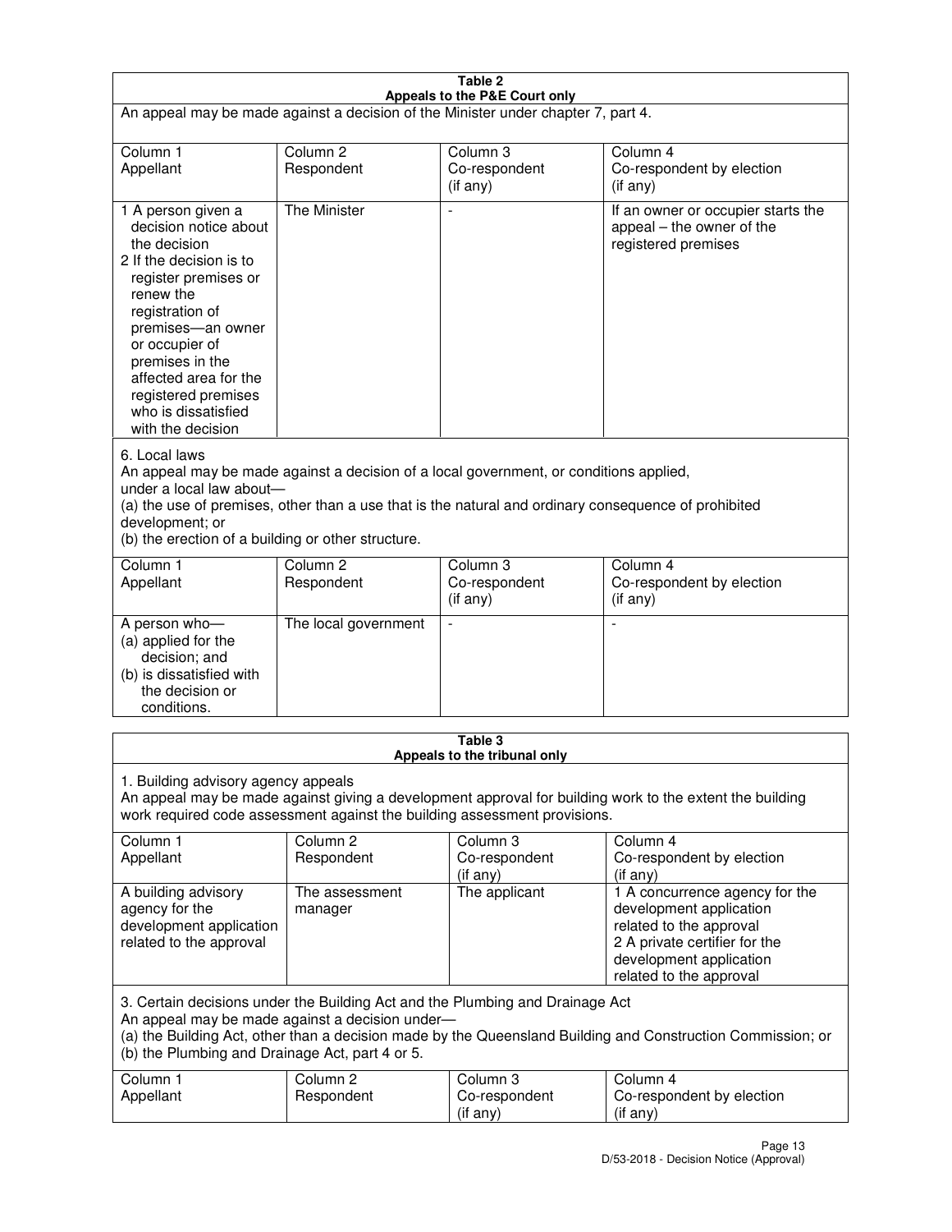**Table 2**
**Appeals to the P&E Court only**

An appeal may be made against a decision of the Minister under chapter 7, part 4.

| Column 1<br>Appellant | Column 2<br>Respondent | Column 3<br>Co-respondent<br>(if any) | Column 4<br>Co-respondent by election<br>(if any) |
|---|---|---|---|
| 1 A person given a decision notice about the decision<br>2 If the decision is to register premises or renew the registration of premises—an owner or occupier of premises in the affected area for the registered premises who is dissatisfied with the decision | The Minister | - | If an owner or occupier starts the appeal – the owner of the registered premises |

6. Local laws

An appeal may be made against a decision of a local government, or conditions applied, under a local law about—
(a) the use of premises, other than a use that is the natural and ordinary consequence of prohibited development; or
(b) the erection of a building or other structure.

| Column 1<br>Appellant | Column 2<br>Respondent | Column 3<br>Co-respondent<br>(if any) | Column 4<br>Co-respondent by election<br>(if any) |
|---|---|---|---|
| A person who—<br>(a) applied for the decision; and<br>(b) is dissatisfied with the decision or conditions. | The local government | - | - |

**Table 3**
**Appeals to the tribunal only**

1. Building advisory agency appeals

An appeal may be made against giving a development approval for building work to the extent the building work required code assessment against the building assessment provisions.

| Column 1<br>Appellant | Column 2<br>Respondent | Column 3<br>Co-respondent<br>(if any) | Column 4<br>Co-respondent by election<br>(if any) |
|---|---|---|---|
| A building advisory agency for the development application related to the approval | The assessment manager | The applicant | 1 A concurrence agency for the development application related to the approval<br>2 A private certifier for the development application related to the approval |

3. Certain decisions under the Building Act and the Plumbing and Drainage Act

An appeal may be made against a decision under—
(a) the Building Act, other than a decision made by the Queensland Building and Construction Commission; or
(b) the Plumbing and Drainage Act, part 4 or 5.

| Column 1<br>Appellant | Column 2<br>Respondent | Column 3<br>Co-respondent<br>(if any) | Column 4<br>Co-respondent by election<br>(if any) |
|---|---|---|---|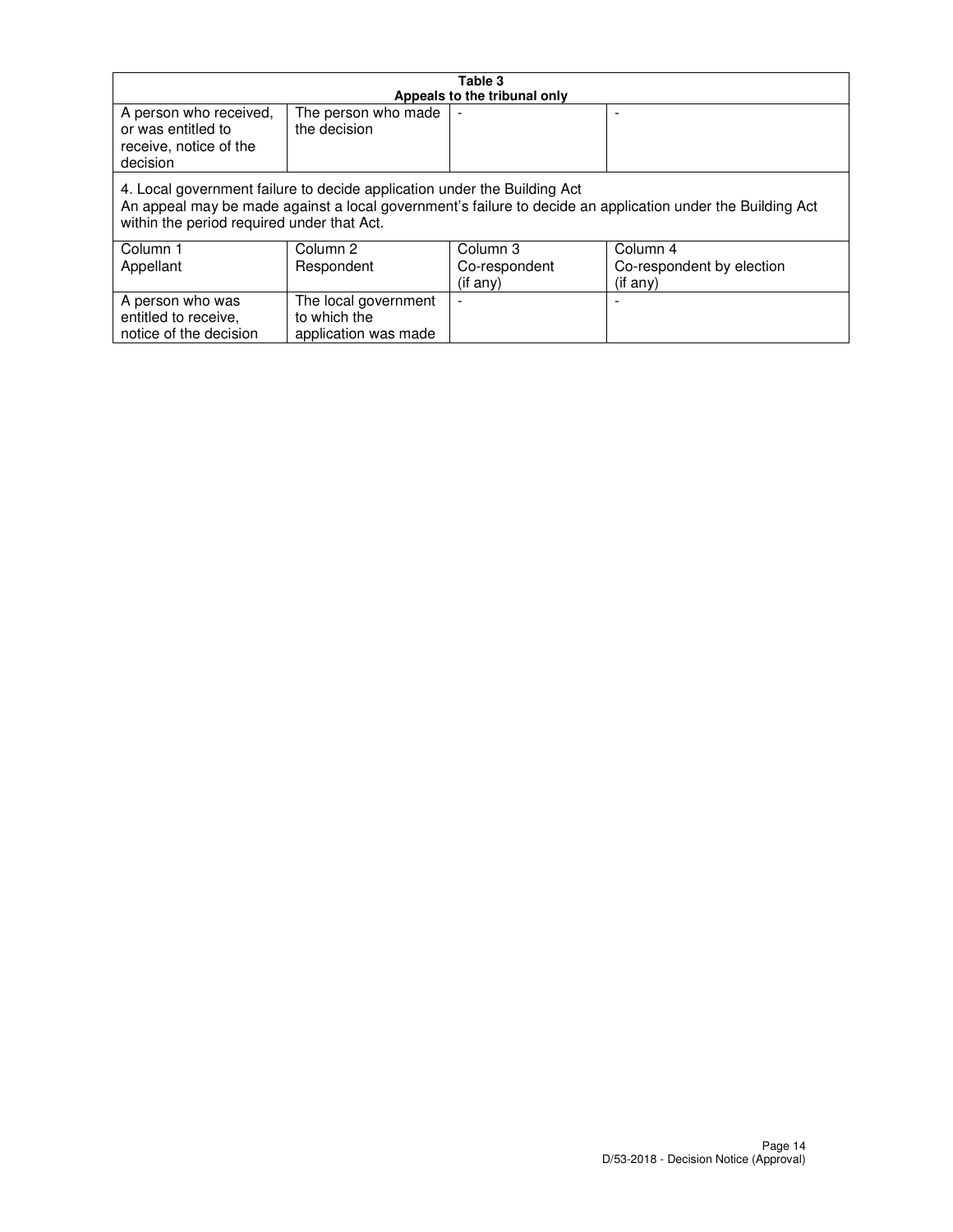| Table 3 Appeals to the tribunal only | | | |
|---|---|---|---|
| A person who received, or was entitled to receive, notice of the decision | The person who made the decision | - | - |
| **4. Local government failure to decide application under the Building Act** An appeal may be made against a local government's failure to decide an application under the Building Act within the period required under that Act. | | | |
| Column 1 Appellant | Column 2 Respondent | Column 3 Co-respondent (if any) | Column 4 Co-respondent by election (if any) |
| A person who was entitled to receive, notice of the decision | The local government to which the application was made | - | - |

D/53-2018 - Decision Notice (Approval)